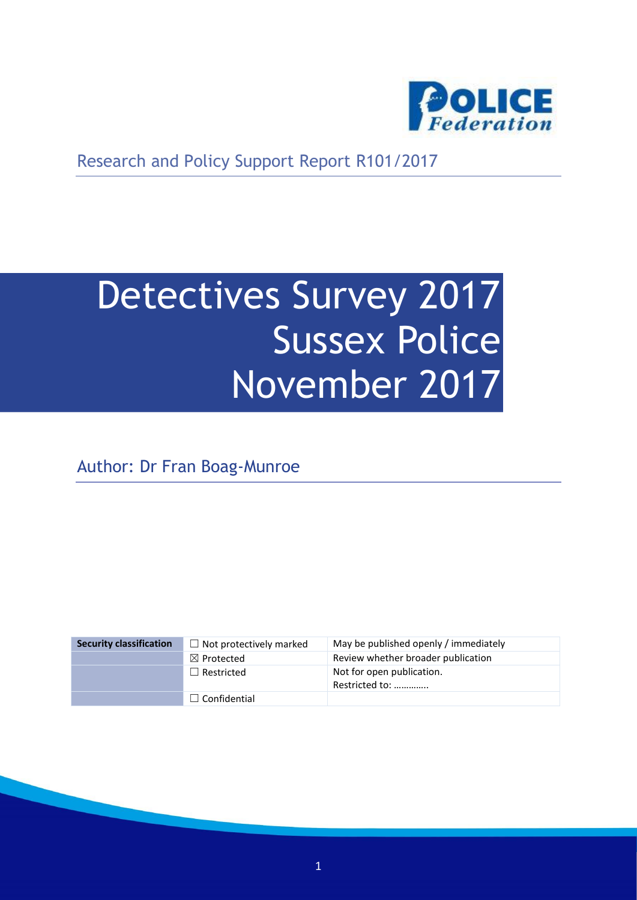Research and Policy Support Report R101/2017

# Detectives Survey 2017
# Sussex Police
# November 2017

Author: Dr Fran Boag-Munroe

| Security classification | ☐ Not protectively marked | May be published openly / immediately |
|---|---|---|
| | ☒ Protected | Review whether broader publication |
| | ☐ Restricted | Not for open publication. Restricted to: ………….. |
| | ☐ Confidential | |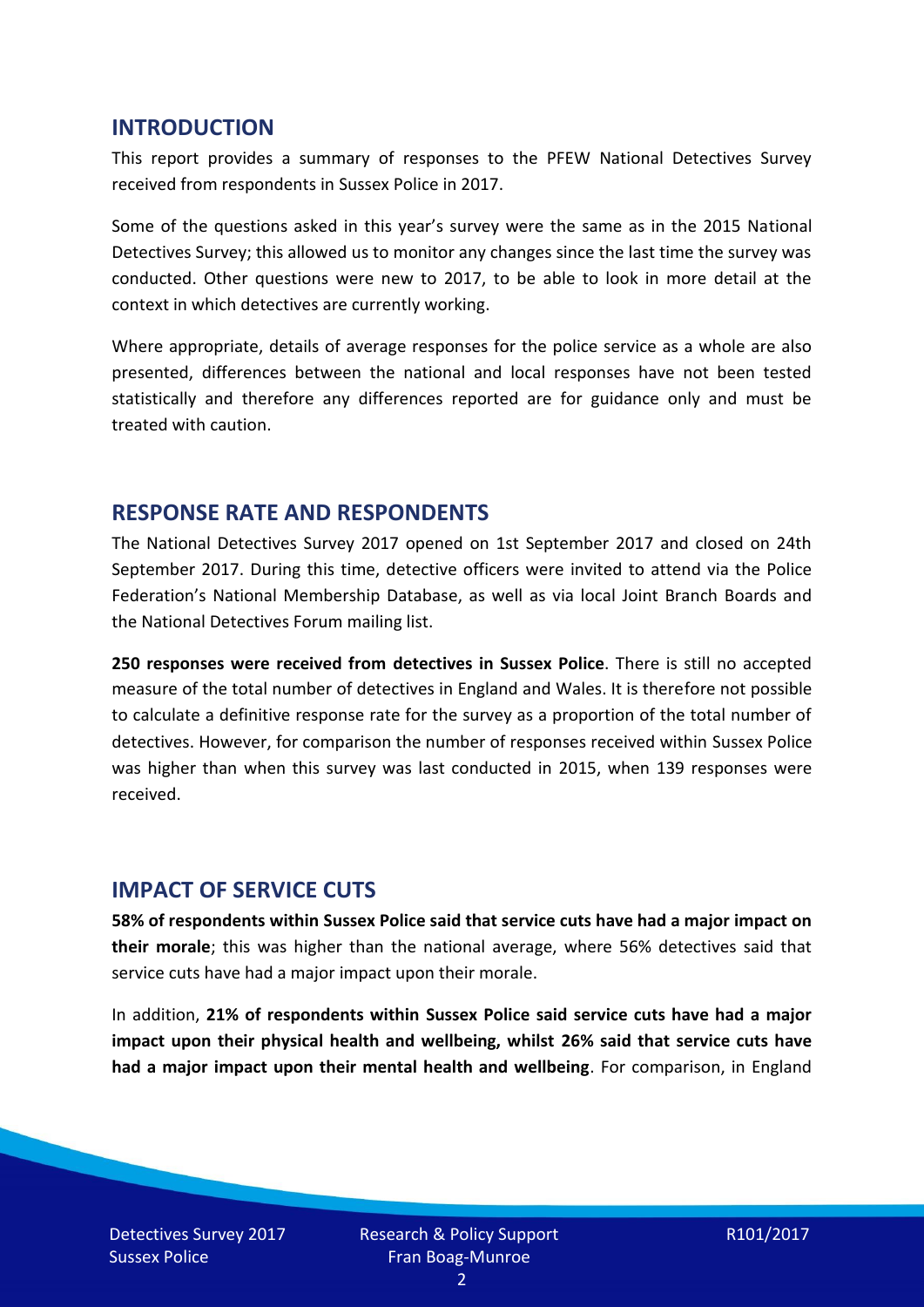## INTRODUCTION

This report provides a summary of responses to the PFEW National Detectives Survey received from respondents in Sussex Police in 2017.

Some of the questions asked in this year's survey were the same as in the 2015 National Detectives Survey; this allowed us to monitor any changes since the last time the survey was conducted. Other questions were new to 2017, to be able to look in more detail at the context in which detectives are currently working.

Where appropriate, details of average responses for the police service as a whole are also presented, differences between the national and local responses have not been tested statistically and therefore any differences reported are for guidance only and must be treated with caution.

## RESPONSE RATE AND RESPONDENTS

The National Detectives Survey 2017 opened on 1st September 2017 and closed on 24th September 2017. During this time, detective officers were invited to attend via the Police Federation's National Membership Database, as well as via local Joint Branch Boards and the National Detectives Forum mailing list.

**250 responses were received from detectives in Sussex Police**. There is still no accepted measure of the total number of detectives in England and Wales. It is therefore not possible to calculate a definitive response rate for the survey as a proportion of the total number of detectives. However, for comparison the number of responses received within Sussex Police was higher than when this survey was last conducted in 2015, when 139 responses were received.

## IMPACT OF SERVICE CUTS

**58% of respondents within Sussex Police said that service cuts have had a major impact on their morale**; this was higher than the national average, where 56% detectives said that service cuts have had a major impact upon their morale.

In addition, **21% of respondents within Sussex Police said service cuts have had a major impact upon their physical health and wellbeing, whilst 26% said that service cuts have had a major impact upon their mental health and wellbeing**. For comparison, in England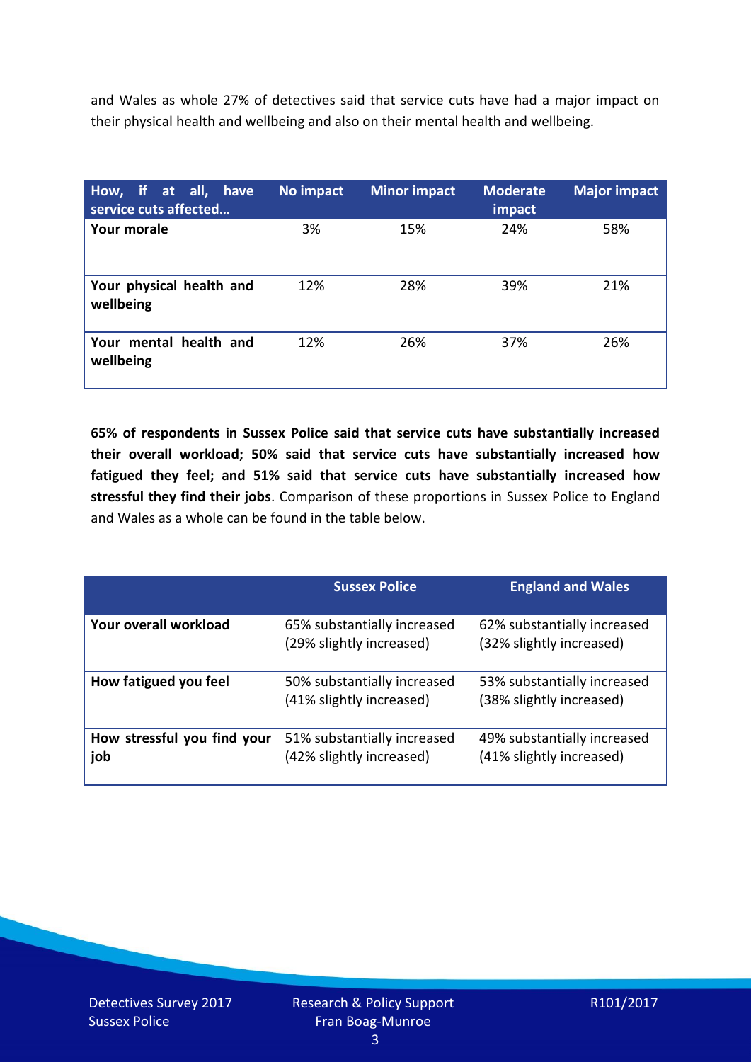and Wales as whole 27% of detectives said that service cuts have had a major impact on their physical health and wellbeing and also on their mental health and wellbeing.

| How, if at all, have service cuts affected… | No impact | Minor impact | Moderate impact | Major impact |
|---|---|---|---|---|
| **Your morale** | 3% | 15% | 24% | 58% |
| **Your physical health and wellbeing** | 12% | 28% | 39% | 21% |
| **Your mental health and wellbeing** | 12% | 26% | 37% | 26% |

**65% of respondents in Sussex Police said that service cuts have substantially increased their overall workload; 50% said that service cuts have substantially increased how fatigued they feel; and 51% said that service cuts have substantially increased how stressful they find their jobs**. Comparison of these proportions in Sussex Police to England and Wales as a whole can be found in the table below.

| | Sussex Police | England and Wales |
|---|---|---|
| **Your overall workload** | 65% substantially increased (29% slightly increased) | 62% substantially increased (32% slightly increased) |
| **How fatigued you feel** | 50% substantially increased (41% slightly increased) | 53% substantially increased (38% slightly increased) |
| **How stressful you find your job** | 51% substantially increased (42% slightly increased) | 49% substantially increased (41% slightly increased) |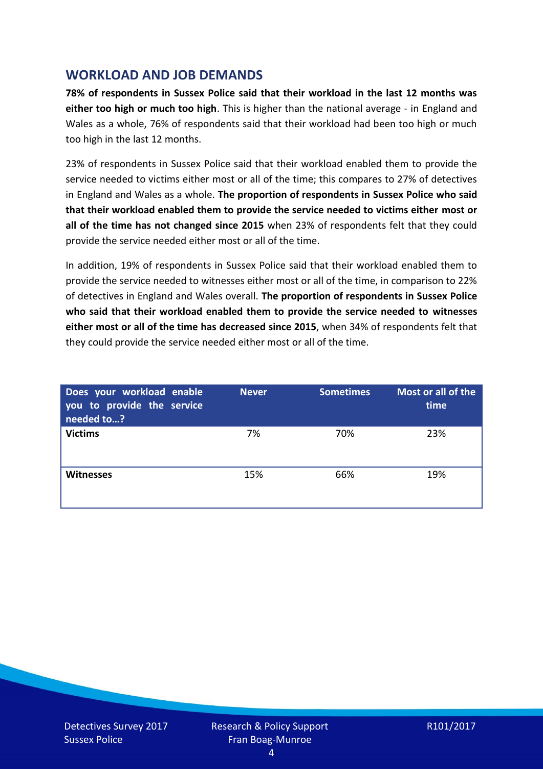## WORKLOAD AND JOB DEMANDS

**78% of respondents in Sussex Police said that their workload in the last 12 months was either too high or much too high**. This is higher than the national average - in England and Wales as a whole, 76% of respondents said that their workload had been too high or much too high in the last 12 months.

23% of respondents in Sussex Police said that their workload enabled them to provide the service needed to victims either most or all of the time; this compares to 27% of detectives in England and Wales as a whole. **The proportion of respondents in Sussex Police who said that their workload enabled them to provide the service needed to victims either most or all of the time has not changed since 2015** when 23% of respondents felt that they could provide the service needed either most or all of the time.

In addition, 19% of respondents in Sussex Police said that their workload enabled them to provide the service needed to witnesses either most or all of the time, in comparison to 22% of detectives in England and Wales overall. **The proportion of respondents in Sussex Police who said that their workload enabled them to provide the service needed to witnesses either most or all of the time has decreased since 2015**, when 34% of respondents felt that they could provide the service needed either most or all of the time.

| Does your workload enable you to provide the service needed to…? | Never | Sometimes | Most or all of the time |
|---|---|---|---|
| **Victims** | 7% | 70% | 23% |
| **Witnesses** | 15% | 66% | 19% |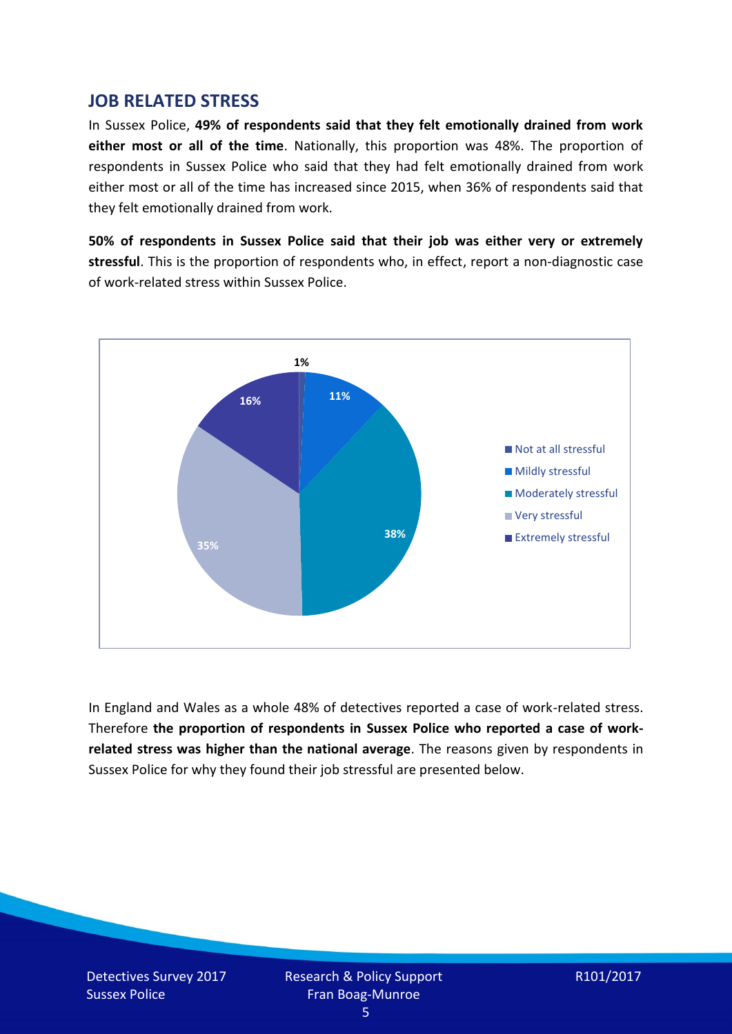## JOB RELATED STRESS

In Sussex Police, **49% of respondents said that they felt emotionally drained from work either most or all of the time**. Nationally, this proportion was 48%. The proportion of respondents in Sussex Police who said that they had felt emotionally drained from work either most or all of the time has increased since 2015, when 36% of respondents said that they felt emotionally drained from work.

**50% of respondents in Sussex Police said that their job was either very or extremely stressful**. This is the proportion of respondents who, in effect, report a non-diagnostic case of work-related stress within Sussex Police.

In England and Wales as a whole 48% of detectives reported a case of work-related stress. Therefore **the proportion of respondents in Sussex Police who reported a case of work-related stress was higher than the national average**. The reasons given by respondents in Sussex Police for why they found their job stressful are presented below.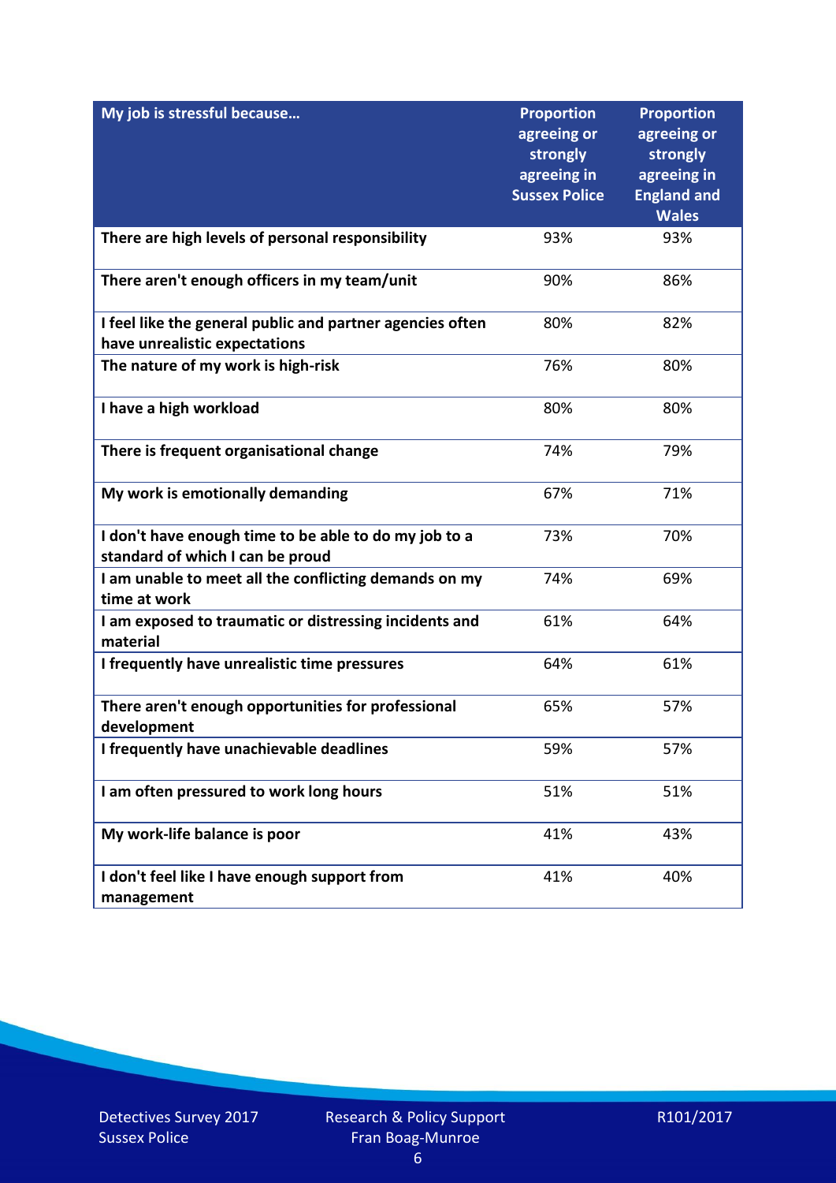| My job is stressful because… | Proportion agreeing or strongly agreeing in Sussex Police | Proportion agreeing or strongly agreeing in England and Wales |
|---|---|---|
| **There are high levels of personal responsibility** | 93% | 93% |
| **There aren't enough officers in my team/unit** | 90% | 86% |
| **I feel like the general public and partner agencies often have unrealistic expectations** | 80% | 82% |
| **The nature of my work is high-risk** | 76% | 80% |
| **I have a high workload** | 80% | 80% |
| **There is frequent organisational change** | 74% | 79% |
| **My work is emotionally demanding** | 67% | 71% |
| **I don't have enough time to be able to do my job to a standard of which I can be proud** | 73% | 70% |
| **I am unable to meet all the conflicting demands on my time at work** | 74% | 69% |
| **I am exposed to traumatic or distressing incidents and material** | 61% | 64% |
| **I frequently have unrealistic time pressures** | 64% | 61% |
| **There aren't enough opportunities for professional development** | 65% | 57% |
| **I frequently have unachievable deadlines** | 59% | 57% |
| **I am often pressured to work long hours** | 51% | 51% |
| **My work-life balance is poor** | 41% | 43% |
| **I don't feel like I have enough support from management** | 41% | 40% |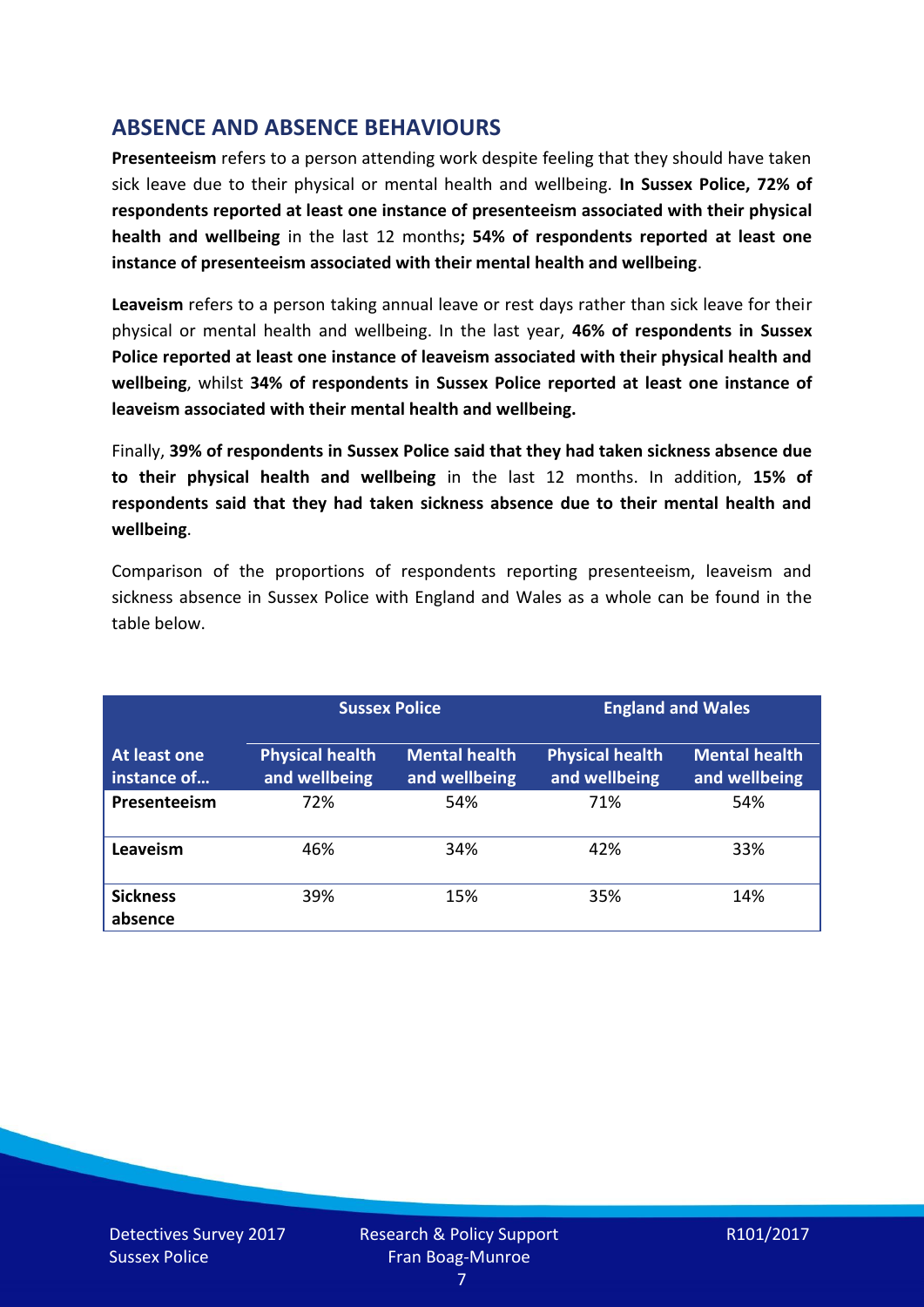## ABSENCE AND ABSENCE BEHAVIOURS

**Presenteeism** refers to a person attending work despite feeling that they should have taken sick leave due to their physical or mental health and wellbeing. **In Sussex Police, 72% of respondents reported at least one instance of presenteeism associated with their physical health and wellbeing** in the last 12 months**; 54% of respondents reported at least one instance of presenteeism associated with their mental health and wellbeing**.

**Leaveism** refers to a person taking annual leave or rest days rather than sick leave for their physical or mental health and wellbeing. In the last year, **46% of respondents in Sussex Police reported at least one instance of leaveism associated with their physical health and wellbeing**, whilst **34% of respondents in Sussex Police reported at least one instance of leaveism associated with their mental health and wellbeing.**

Finally, **39% of respondents in Sussex Police said that they had taken sickness absence due to their physical health and wellbeing** in the last 12 months. In addition, **15% of respondents said that they had taken sickness absence due to their mental health and wellbeing**.

Comparison of the proportions of respondents reporting presenteeism, leaveism and sickness absence in Sussex Police with England and Wales as a whole can be found in the table below.

| | Sussex Police | | England and Wales | |
|---|---|---|---|---|
| **At least one instance of…** | **Physical health and wellbeing** | **Mental health and wellbeing** | **Physical health and wellbeing** | **Mental health and wellbeing** |
| **Presenteeism** | 72% | 54% | 71% | 54% |
| **Leaveism** | 46% | 34% | 42% | 33% |
| **Sickness absence** | 39% | 15% | 35% | 14% |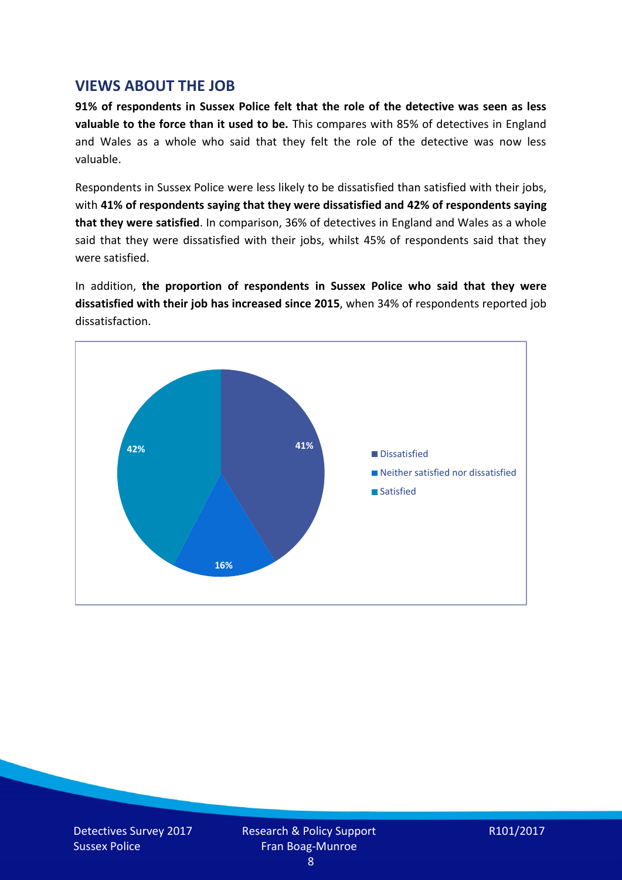## VIEWS ABOUT THE JOB

**91% of respondents in Sussex Police felt that the role of the detective was seen as less valuable to the force than it used to be.** This compares with 85% of detectives in England and Wales as a whole who said that they felt the role of the detective was now less valuable.

Respondents in Sussex Police were less likely to be dissatisfied than satisfied with their jobs, with **41% of respondents saying that they were dissatisfied and 42% of respondents saying that they were satisfied**. In comparison, 36% of detectives in England and Wales as a whole said that they were dissatisfied with their jobs, whilst 45% of respondents said that they were satisfied.

In addition, **the proportion of respondents in Sussex Police who said that they were dissatisfied with their job has increased since 2015**, when 34% of respondents reported job dissatisfaction.

| Response | Percentage |
|---|---|
| Dissatisfied | 41% |
| Neither satisfied nor dissatisfied | 16% |
| Satisfied | 42% |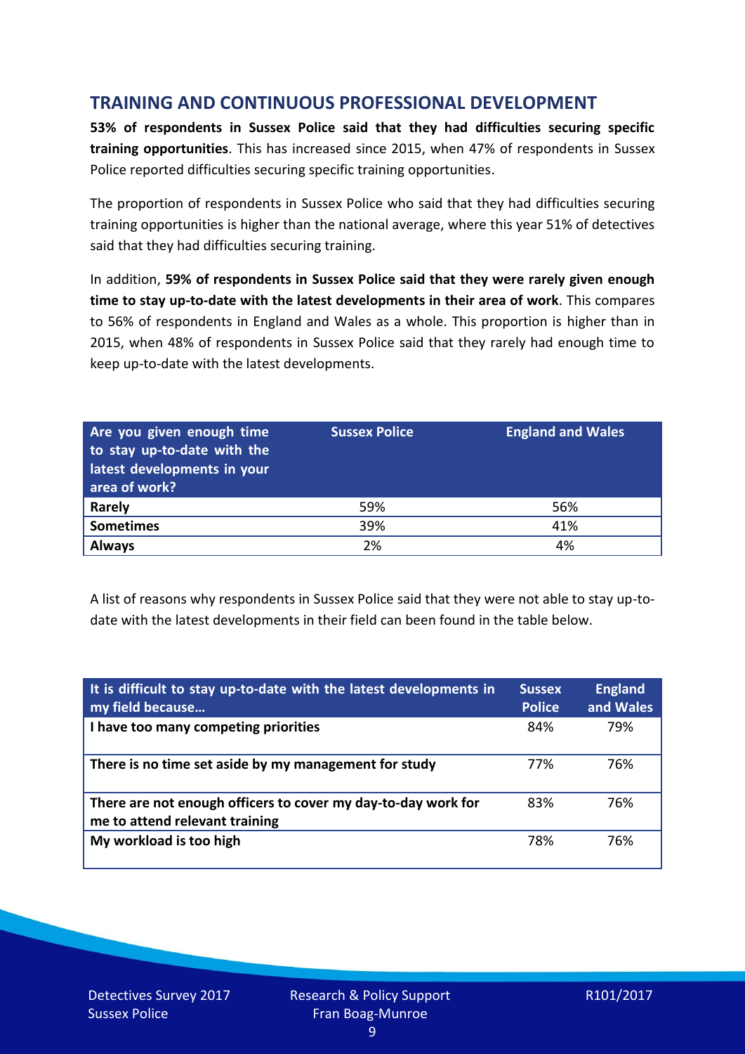## TRAINING AND CONTINUOUS PROFESSIONAL DEVELOPMENT

**53% of respondents in Sussex Police said that they had difficulties securing specific training opportunities**. This has increased since 2015, when 47% of respondents in Sussex Police reported difficulties securing specific training opportunities.

The proportion of respondents in Sussex Police who said that they had difficulties securing training opportunities is higher than the national average, where this year 51% of detectives said that they had difficulties securing training.

In addition, **59% of respondents in Sussex Police said that they were rarely given enough time to stay up-to-date with the latest developments in their area of work**. This compares to 56% of respondents in England and Wales as a whole. This proportion is higher than in 2015, when 48% of respondents in Sussex Police said that they rarely had enough time to keep up-to-date with the latest developments.

| Are you given enough time to stay up-to-date with the latest developments in your area of work? | Sussex Police | England and Wales |
|---|---|---|
| **Rarely** | 59% | 56% |
| **Sometimes** | 39% | 41% |
| **Always** | 2% | 4% |

A list of reasons why respondents in Sussex Police said that they were not able to stay up-to-date with the latest developments in their field can been found in the table below.

| It is difficult to stay up-to-date with the latest developments in my field because… | Sussex Police | England and Wales |
|---|---|---|
| **I have too many competing priorities** | 84% | 79% |
| **There is no time set aside by my management for study** | 77% | 76% |
| **There are not enough officers to cover my day-to-day work for me to attend relevant training** | 83% | 76% |
| **My workload is too high** | 78% | 76% |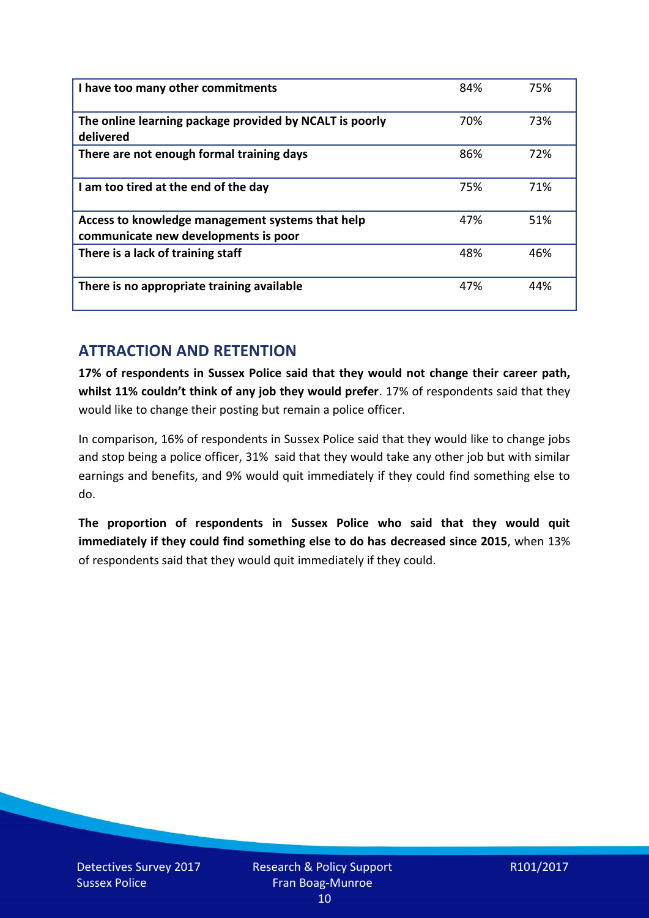| | | |
|---|---|---|
| **I have too many other commitments** | 84% | 75% |
| **The online learning package provided by NCALT is poorly delivered** | 70% | 73% |
| **There are not enough formal training days** | 86% | 72% |
| **I am too tired at the end of the day** | 75% | 71% |
| **Access to knowledge management systems that help communicate new developments is poor** | 47% | 51% |
| **There is a lack of training staff** | 48% | 46% |
| **There is no appropriate training available** | 47% | 44% |

## ATTRACTION AND RETENTION

**17% of respondents in Sussex Police said that they would not change their career path, whilst 11% couldn't think of any job they would prefer**. 17% of respondents said that they would like to change their posting but remain a police officer.

In comparison, 16% of respondents in Sussex Police said that they would like to change jobs and stop being a police officer, 31% said that they would take any other job but with similar earnings and benefits, and 9% would quit immediately if they could find something else to do.

**The proportion of respondents in Sussex Police who said that they would quit immediately if they could find something else to do has decreased since 2015**, when 13% of respondents said that they would quit immediately if they could.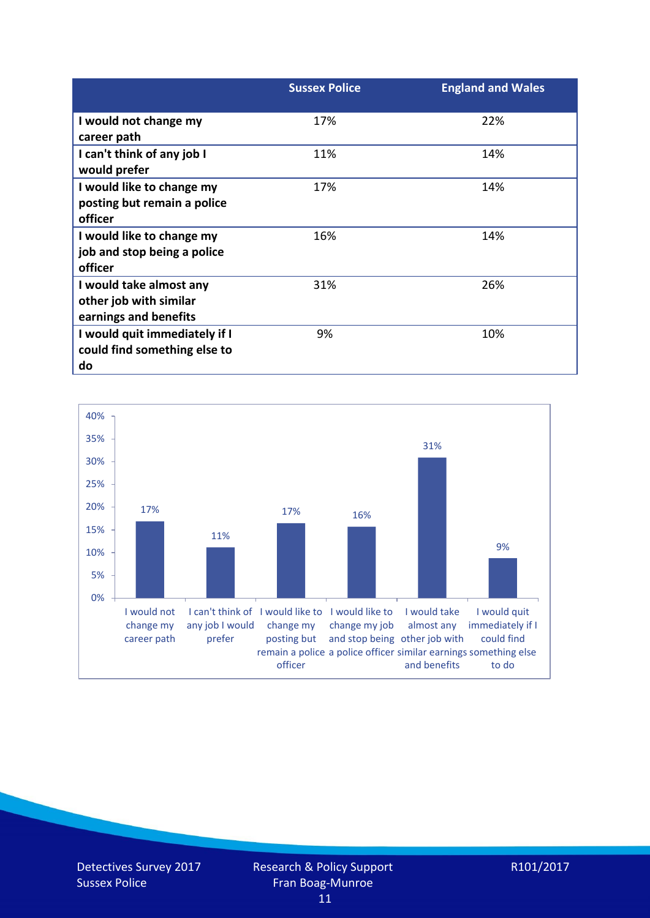| | Sussex Police | England and Wales |
|---|---|---|
| I would not change my career path | 17% | 22% |
| I can't think of any job I would prefer | 11% | 14% |
| I would like to change my posting but remain a police officer | 17% | 14% |
| I would like to change my job and stop being a police officer | 16% | 14% |
| I would take almost any other job with similar earnings and benefits | 31% | 26% |
| I would quit immediately if I could find something else to do | 9% | 10% |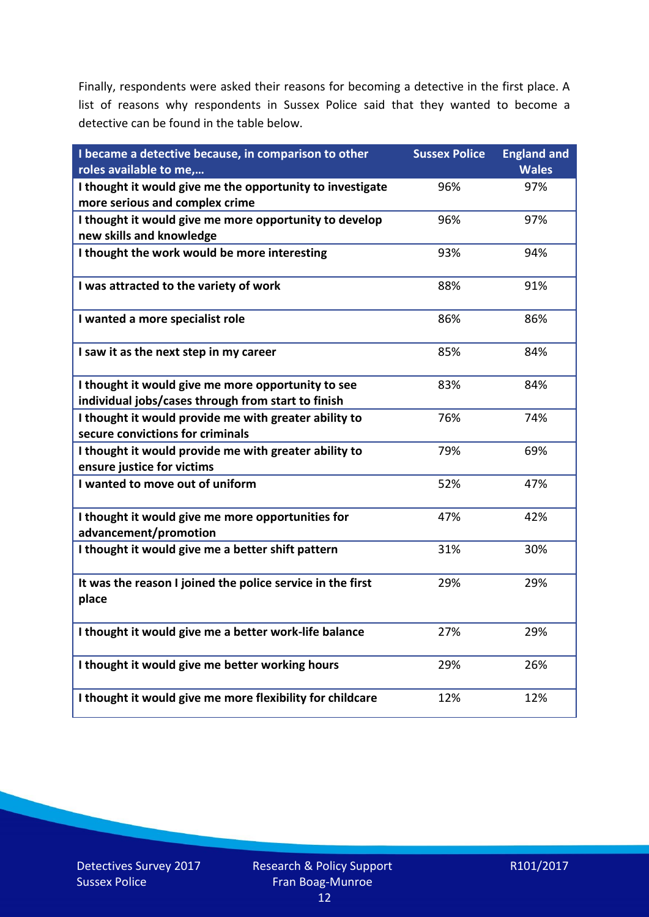Finally, respondents were asked their reasons for becoming a detective in the first place. A list of reasons why respondents in Sussex Police said that they wanted to become a detective can be found in the table below.

| I became a detective because, in comparison to other roles available to me,… | Sussex Police | England and Wales |
|---|---|---|
| I thought it would give me the opportunity to investigate more serious and complex crime | 96% | 97% |
| I thought it would give me more opportunity to develop new skills and knowledge | 96% | 97% |
| I thought the work would be more interesting | 93% | 94% |
| I was attracted to the variety of work | 88% | 91% |
| I wanted a more specialist role | 86% | 86% |
| I saw it as the next step in my career | 85% | 84% |
| I thought it would give me more opportunity to see individual jobs/cases through from start to finish | 83% | 84% |
| I thought it would provide me with greater ability to secure convictions for criminals | 76% | 74% |
| I thought it would provide me with greater ability to ensure justice for victims | 79% | 69% |
| I wanted to move out of uniform | 52% | 47% |
| I thought it would give me more opportunities for advancement/promotion | 47% | 42% |
| I thought it would give me a better shift pattern | 31% | 30% |
| It was the reason I joined the police service in the first place | 29% | 29% |
| I thought it would give me a better work-life balance | 27% | 29% |
| I thought it would give me better working hours | 29% | 26% |
| I thought it would give me more flexibility for childcare | 12% | 12% |